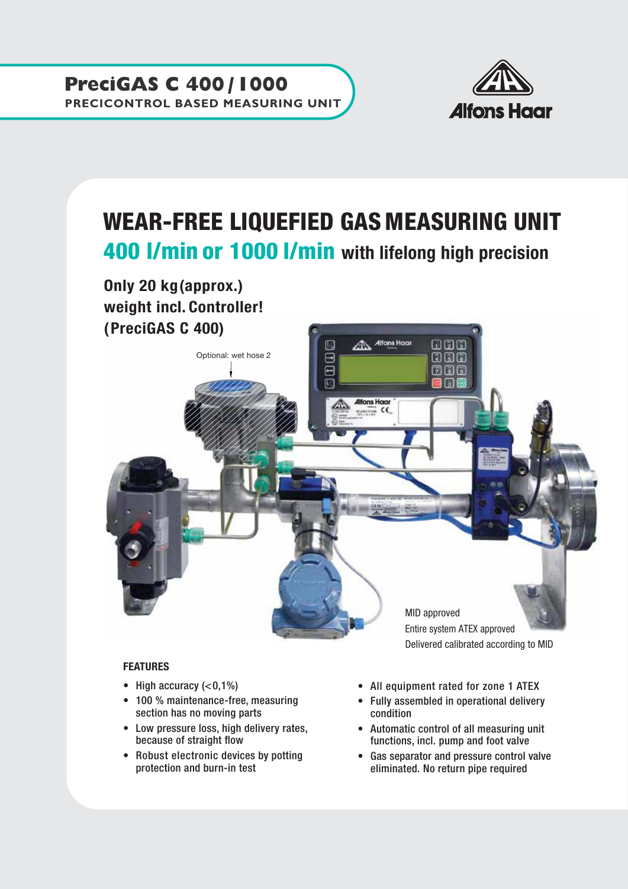# PreciGAS C 400 / 1000

**PRECICONTROL BASED MEASURING UNIT**

Alfons Haar

## WEAR-FREE LIQUEFIED GAS MEASURING UNIT

### 400 l/min or 1000 l/min with lifelong high precision

**Only 20 kg (approx.) weight incl. Controller! (PreciGAS C 400)**

Optional: wet hose 2

MID approved
Entire system ATEX approved
Delivered calibrated according to MID

### FEATURES

- High accuracy (<0,1%)
- 100 % maintenance-free, measuring section has no moving parts
- Low pressure loss, high delivery rates, because of straight flow
- Robust electronic devices by potting protection and burn-in test
- All equipment rated for zone 1 ATEX
- Fully assembled in operational delivery condition
- Automatic control of all measuring unit functions, incl. pump and foot valve
- Gas separator and pressure control valve eliminated. No return pipe required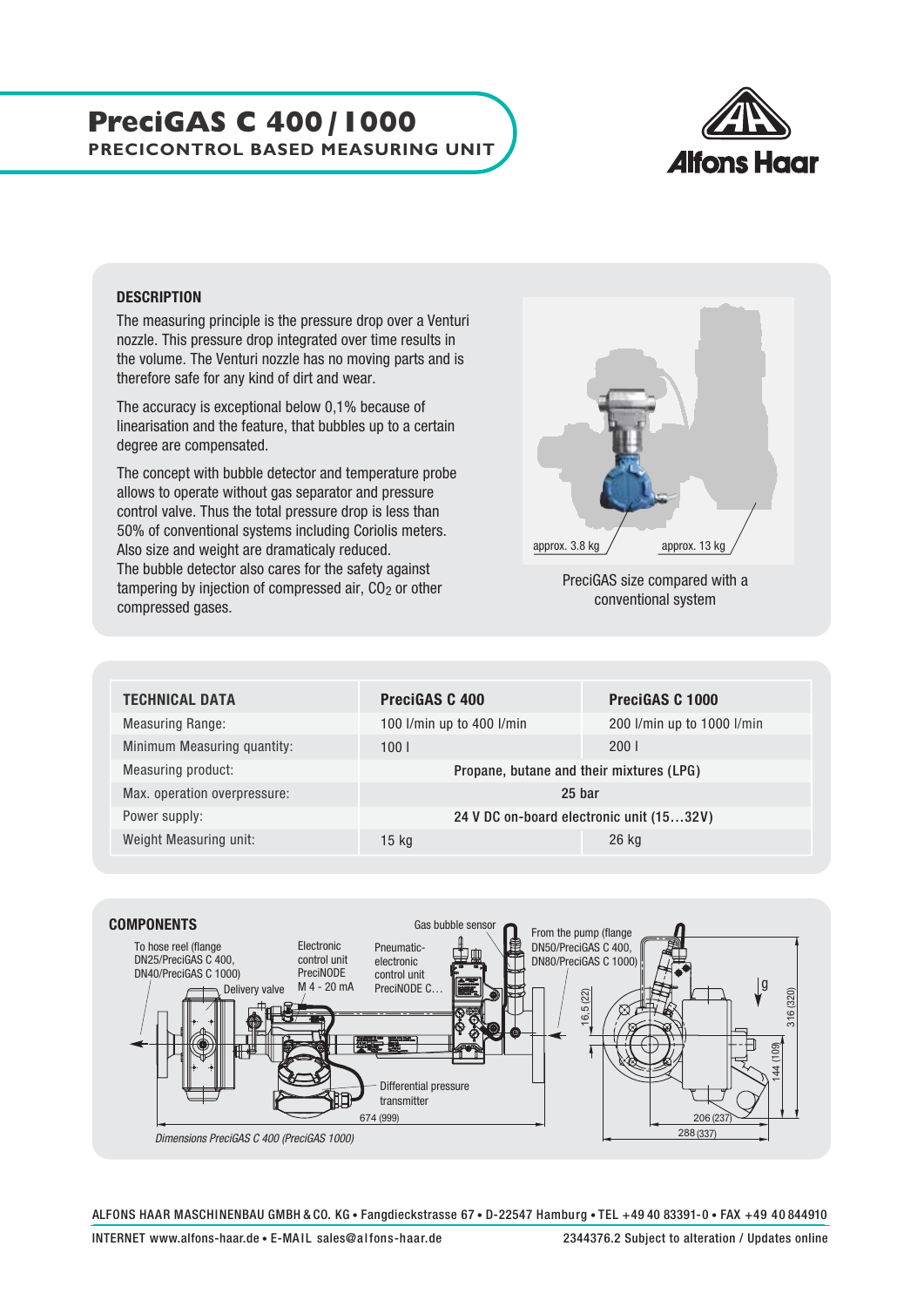// PreciGAS C 400 / 1000

# PreciGAS C 400 / 1000

## PRECICONTROL BASED MEASURING UNIT

Alfons Haar

### DESCRIPTION

The measuring principle is the pressure drop over a Venturi nozzle. This pressure drop integrated over time results in the volume. The Venturi nozzle has no moving parts and is therefore safe for any kind of dirt and wear.

The accuracy is exceptional below 0,1% because of linearisation and the feature, that bubbles up to a certain degree are compensated.

The concept with bubble detector and temperature probe allows to operate without gas separator and pressure control valve. Thus the total pressure drop is less than 50% of conventional systems including Coriolis meters. Also size and weight are dramaticaly reduced.
The bubble detector also cares for the safety against tampering by injection of compressed air, $CO_2$ or other compressed gases.

approx. 3.8 kg

approx. 13 kg

PreciGAS size compared with a conventional system

| TECHNICAL DATA | PreciGAS C 400 | PreciGAS C 1000 |
|---|---|---|
| Measuring Range: | 100 l/min up to 400 l/min | 200 l/min up to 1000 l/min |
| Minimum Measuring quantity: | 100 l | 200 l |
| Measuring product: | Propane, butane and their mixtures (LPG) | |
| Max. operation overpressure: | 25 bar | |
| Power supply: | 24 V DC on-board electronic unit (15…32V) | |
| Weight Measuring unit: | 15 kg | 26 kg |

### COMPONENTS

To hose reel (flange DN25/PreciGAS C 400, DN40/PreciGAS C 1000)

Delivery valve

Electronic control unit PreciNODE M 4 - 20 mA

Pneumatic-electronic control unit PreciNODE C…

Gas bubble sensor

From the pump (flange DN50/PreciGAS C 400, DN80/PreciGAS C 1000)

Differential pressure transmitter

g

16,5 (22)

316 (320)

144 (109)

674 (999)

206 (237)

288 (337)

*Dimensions PreciGAS C 400 (PreciGAS 1000)*

ALFONS HAAR MASCHINENBAU GMBH & CO. KG • Fangdieckstrasse 67 • D-22547 Hamburg • TEL +49 40 83391-0 • FAX +49 40 844910

INTERNET www.alfons-haar.de • E-MAIL sales@alfons-haar.de

2344376.2 Subject to alteration / Updates online